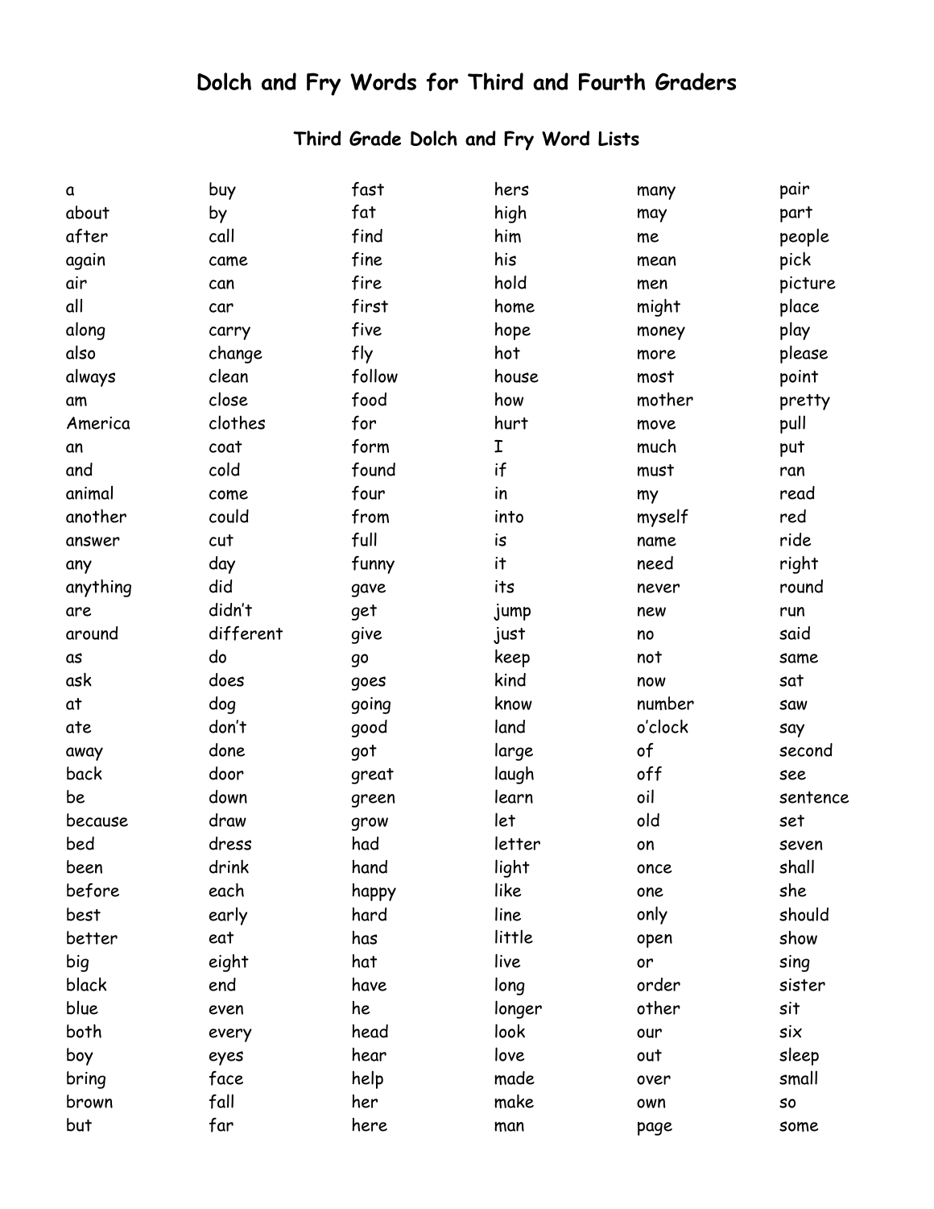# Dolch and Fry Words for Third and Fourth Graders

## Third Grade Dolch and Fry Word Lists

a
about
after
again
air
all
along
also
always
am
America
an
and
animal
another
answer
any
anything
are
around
as
ask
at
ate
away
back
be
because
bed
been
before
best
better
big
black
blue
both
boy
bring
brown
but

buy
by
call
came
can
car
carry
change
clean
close
clothes
coat
cold
come
could
cut
day
did
didn't
different
do
does
dog
don't
done
door
down
draw
dress
drink
each
early
eat
eight
end
even
every
eyes
face
fall
far

fast
fat
find
fine
fire
first
five
fly
follow
food
for
form
found
four
from
full
funny
gave
get
give
go
goes
going
good
got
great
green
grow
had
hand
happy
hard
has
hat
have
he
head
hear
help
her
here

hers
high
him
his
hold
home
hope
hot
house
how
hurt
I
if
in
into
is
it
its
jump
just
keep
kind
know
land
large
laugh
learn
let
letter
light
like
line
little
live
long
longer
look
love
made
make
man

many
may
me
mean
men
might
money
more
most
mother
move
much
must
my
myself
name
need
never
new
no
not
now
number
o'clock
of
off
oil
old
on
once
one
only
open
or
order
other
our
out
over
own
page

pair
part
people
pick
picture
place
play
please
point
pretty
pull
put
ran
read
red
ride
right
round
run
said
same
sat
saw
say
second
see
sentence
set
seven
shall
she
should
show
sing
sister
sit
six
sleep
small
so
some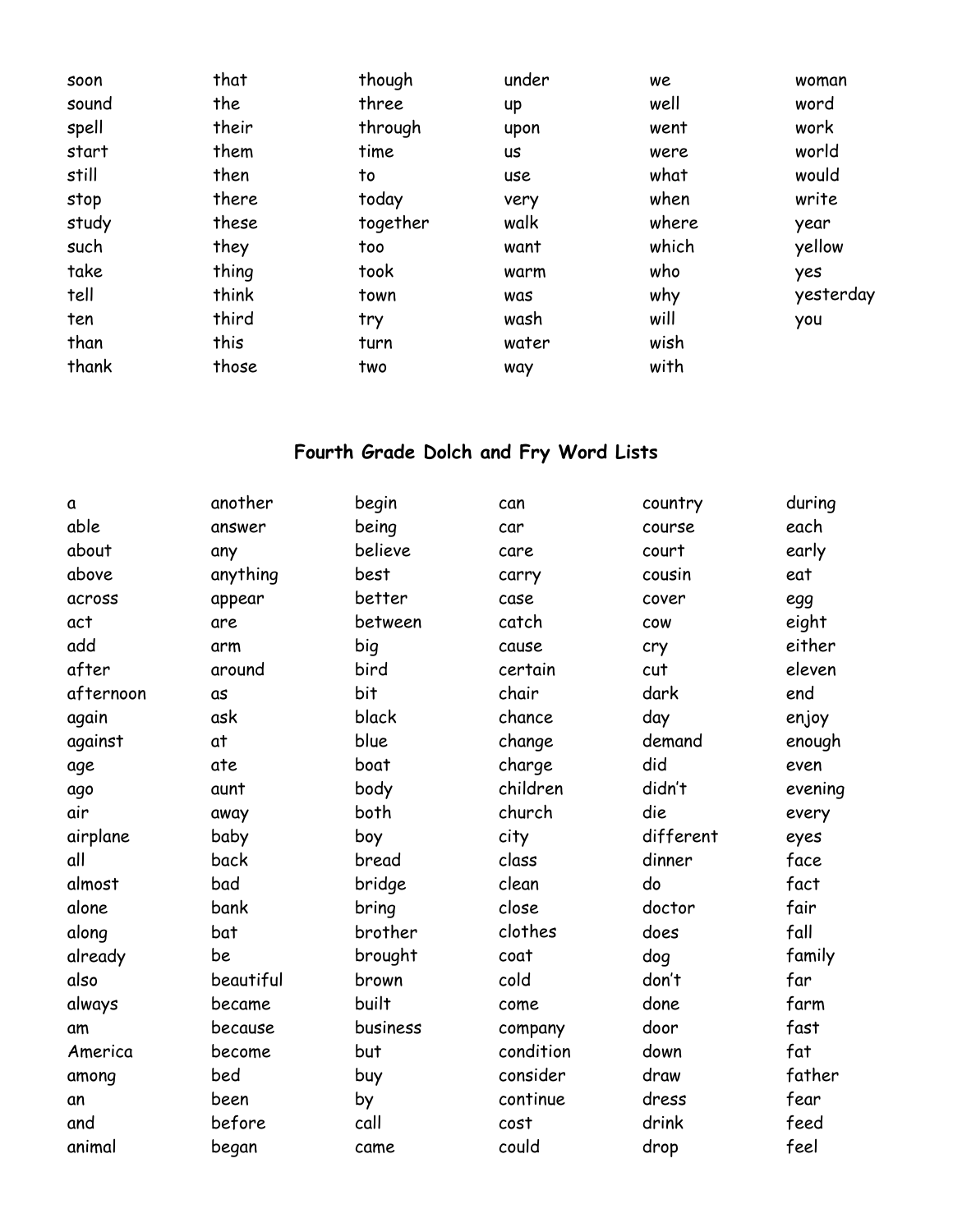soon
sound
spell
start
still
stop
study
such
take
tell
ten
than
thank
that
the
their
them
then
there
these
they
thing
think
third
this
those
though
three
through
time
to
today
together
too
took
town
try
turn
two
under
up
upon
us
use
very
walk
want
warm
was
wash
water
way
we
well
went
were
what
when
where
which
who
why
will
wish
with
woman
word
work
world
would
write
year
yellow
yes
yesterday
you

## Fourth Grade Dolch and Fry Word Lists

a
able
about
above
across
act
add
after
afternoon
again
against
age
ago
air
airplane
all
almost
alone
along
already
also
always
am
America
among
an
and
animal
another
answer
any
anything
appear
are
arm
around
as
ask
at
ate
aunt
away
baby
back
bad
bank
bat
be
beautiful
became
because
become
bed
been
before
began
begin
being
believe
best
better
between
big
bird
bit
black
blue
boat
body
both
boy
bread
bridge
bring
brother
brought
brown
built
business
but
buy
by
call
came
can
car
care
carry
case
catch
cause
certain
chair
chance
change
charge
children
church
city
class
clean
close
clothes
coat
cold
come
company
condition
consider
continue
cost
could
country
course
court
cousin
cover
cow
cry
cut
dark
day
demand
did
didn't
die
different
dinner
do
doctor
does
dog
don't
done
door
down
draw
dress
drink
drop
during
each
early
eat
egg
eight
either
eleven
end
enjoy
enough
even
evening
every
eyes
face
fact
fair
fall
family
far
farm
fast
fat
father
fear
feed
feel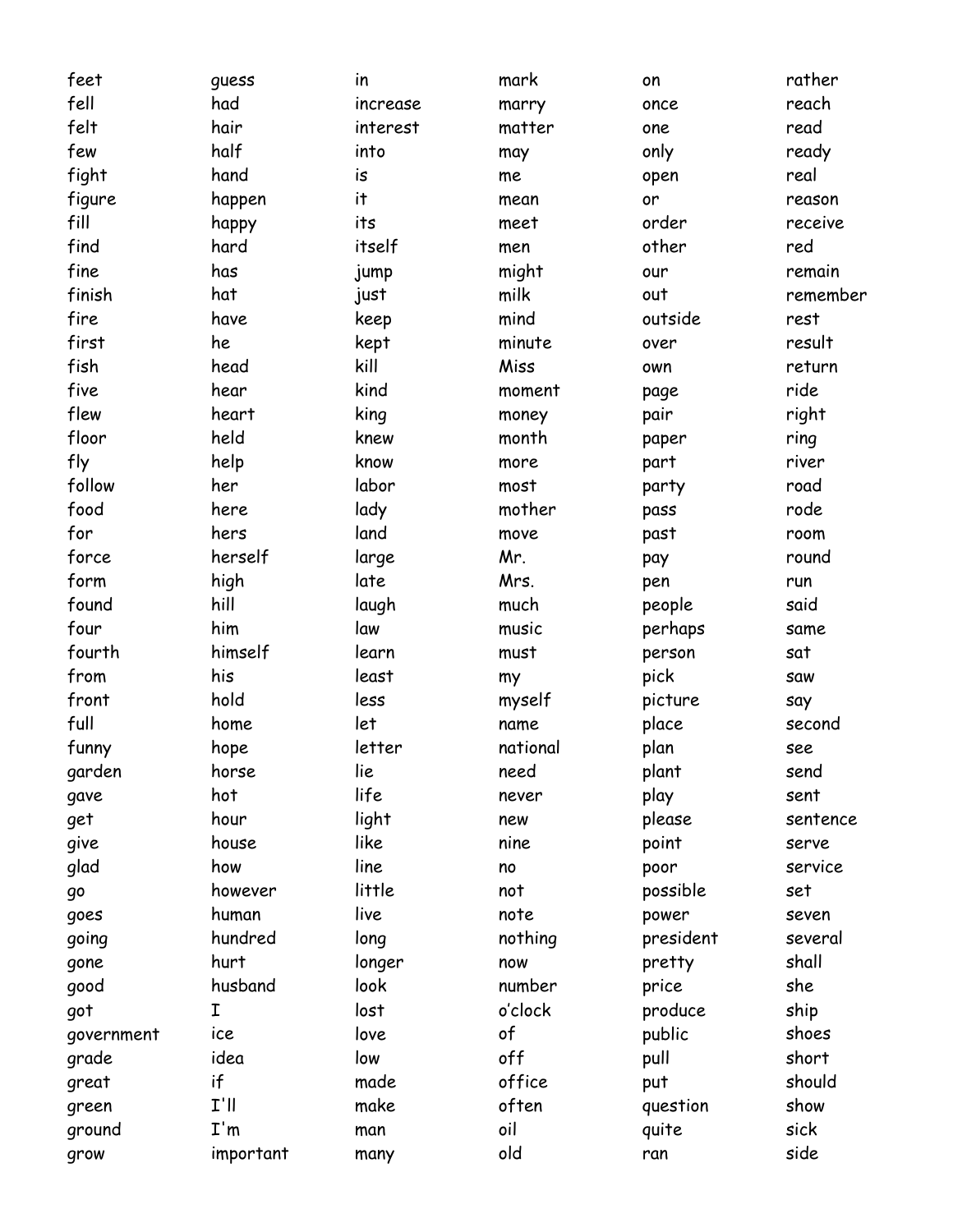feet
fell
felt
few
fight
figure
fill
find
fine
finish
fire
first
fish
five
flew
floor
fly
follow
food
for
force
form
found
four
fourth
from
front
full
funny
garden
gave
get
give
glad
go
goes
going
gone
good
got
government
grade
great
green
ground
grow

guess
had
hair
half
hand
happen
happy
hard
has
hat
have
he
head
hear
heart
held
help
her
here
hers
herself
high
hill
him
himself
his
hold
home
hope
horse
hot
hour
house
how
however
human
hundred
hurt
husband
I
ice
idea
if
I'll
I'm
important

in
increase
interest
into
is
it
its
itself
jump
just
keep
kept
kill
kind
king
knew
know
labor
lady
land
large
late
laugh
law
learn
least
less
let
letter
lie
life
light
like
line
little
live
long
longer
look
lost
love
low
made
make
man
many

mark
marry
matter
may
me
mean
meet
men
might
milk
mind
minute
Miss
moment
money
month
more
most
mother
move
Mr.
Mrs.
much
music
must
my
myself
name
national
need
never
new
nine
no
not
note
nothing
now
number
o'clock
of
off
office
often
oil
old

on
once
one
only
open
or
order
other
our
out
outside
over
own
page
pair
paper
part
party
pass
past
pay
pen
people
perhaps
person
pick
picture
place
plan
plant
play
please
point
poor
possible
power
president
pretty
price
produce
public
pull
put
question
quite
ran

rather
reach
read
ready
real
reason
receive
red
remain
remember
rest
result
return
ride
right
ring
river
road
rode
room
round
run
said
same
sat
saw
say
second
see
send
sent
sentence
serve
service
set
seven
several
shall
she
ship
shoes
short
should
show
sick
side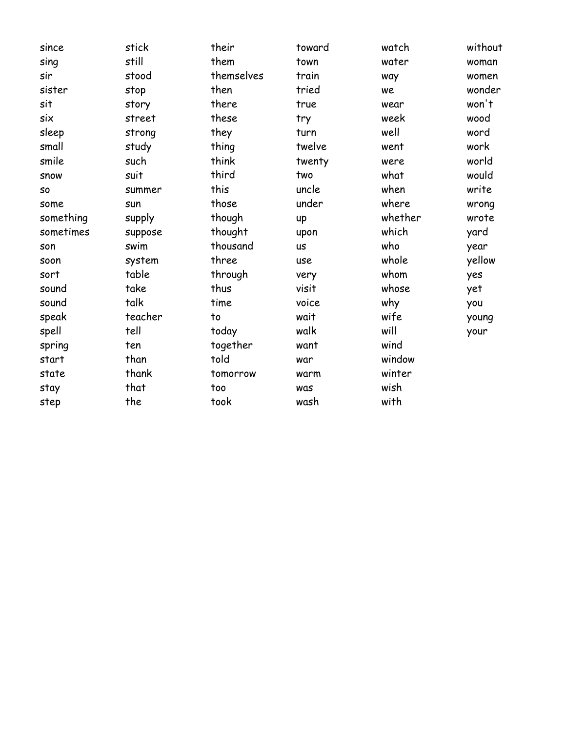since
sing
sir
sister
sit
six
sleep
small
smile
snow
so
some
something
sometimes
son
soon
sort
sound
sound
speak
spell
spring
start
state
stay
step
stick
still
stood
stop
story
street
strong
study
such
suit
summer
sun
supply
suppose
swim
system
table
take
talk
teacher
tell
ten
than
thank
that
the
their
them
themselves
then
there
these
they
thing
think
third
this
those
though
thought
thousand
three
through
thus
time
to
today
together
told
tomorrow
too
took
toward
town
train
tried
true
try
turn
twelve
twenty
two
uncle
under
up
upon
us
use
very
visit
voice
wait
walk
want
war
warm
was
wash
watch
water
way
we
wear
week
well
went
were
what
when
where
whether
which
who
whole
whom
whose
why
wife
will
wind
window
winter
wish
with
without
woman
women
wonder
won't
wood
word
work
world
would
write
wrong
wrote
yard
year
yellow
yes
yet
you
young
your